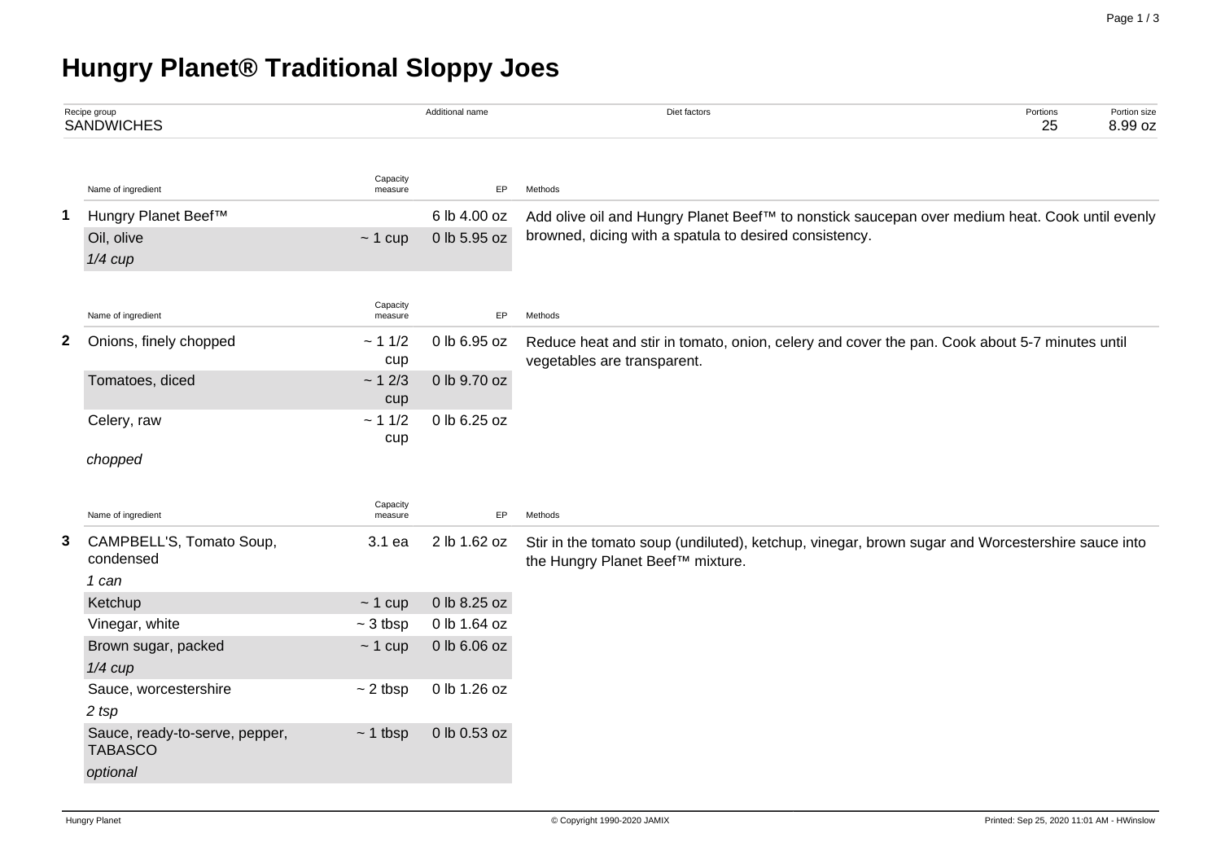# Hungry Planet® Traditional Sloppy Joes

| Recipe group | Additional name | Diet factors | Portions | Portion size |
|---|---|---|---|---|
| SANDWICHES | | | 25 | 8.99 oz |

| | Name of ingredient | Capacity measure | EP | Methods |
|---|---|---|---|---|
| 1 | Hungry Planet Beef™ | | 6 lb 4.00 oz | Add olive oil and Hungry Planet Beef™ to nonstick saucepan over medium heat. Cook until evenly browned, dicing with a spatula to desired consistency. |
| | Oil, olive<br>*1/4 cup* | ~ 1 cup | 0 lb 5.95 oz | |

| | Name of ingredient | Capacity measure | EP | Methods |
|---|---|---|---|---|
| 2 | Onions, finely chopped | ~ 1 1/2 cup | 0 lb 6.95 oz | Reduce heat and stir in tomato, onion, celery and cover the pan. Cook about 5-7 minutes until vegetables are transparent. |
| | Tomatoes, diced | ~ 1 2/3 cup | 0 lb 9.70 oz | |
| | Celery, raw<br>*chopped* | ~ 1 1/2 cup | 0 lb 6.25 oz | |

| | Name of ingredient | Capacity measure | EP | Methods |
|---|---|---|---|---|
| 3 | CAMPBELL'S, Tomato Soup, condensed<br>*1 can* | 3.1 ea | 2 lb 1.62 oz | Stir in the tomato soup (undiluted), ketchup, vinegar, brown sugar and Worcestershire sauce into the Hungry Planet Beef™ mixture. |
| | Ketchup | ~ 1 cup | 0 lb 8.25 oz | |
| | Vinegar, white | ~ 3 tbsp | 0 lb 1.64 oz | |
| | Brown sugar, packed<br>*1/4 cup* | ~ 1 cup | 0 lb 6.06 oz | |
| | Sauce, worcestershire<br>*2 tsp* | ~ 2 tbsp | 0 lb 1.26 oz | |
| | Sauce, ready-to-serve, pepper, TABASCO<br>*optional* | ~ 1 tbsp | 0 lb 0.53 oz | |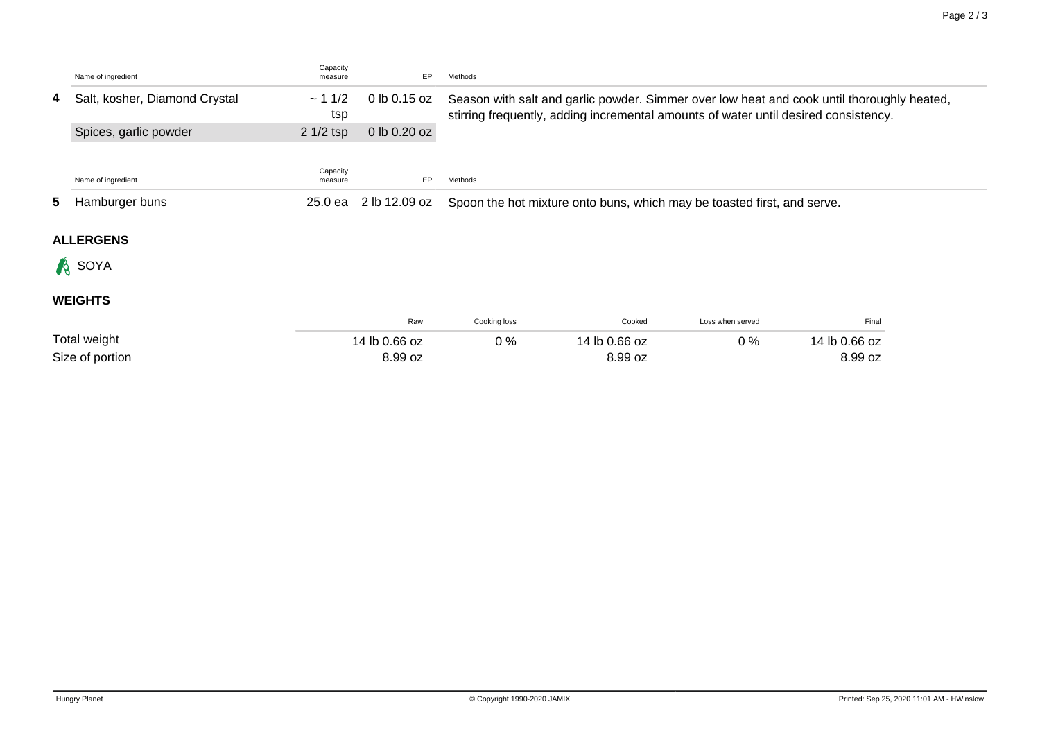| | Name of ingredient | Capacity measure | EP | Methods |
|---|---|---|---|---|
| 4 | Salt, kosher, Diamond Crystal | ~ 1 1/2 tsp | 0 lb 0.15 oz | Season with salt and garlic powder. Simmer over low heat and cook until thoroughly heated, stirring frequently, adding incremental amounts of water until desired consistency. |
| | Spices, garlic powder | 2 1/2 tsp | 0 lb 0.20 oz | |

| | Name of ingredient | Capacity measure | EP | Methods |
|---|---|---|---|---|
| 5 | Hamburger buns | 25.0 ea | 2 lb 12.09 oz | Spoon the hot mixture onto buns, which may be toasted first, and serve. |

### ALLERGENS

SOYA

### WEIGHTS

| | Raw | Cooking loss | Cooked | Loss when served | Final |
|---|---|---|---|---|---|
| Total weight | 14 lb 0.66 oz | 0 % | 14 lb 0.66 oz | 0 % | 14 lb 0.66 oz |
| Size of portion | 8.99 oz | | 8.99 oz | | 8.99 oz |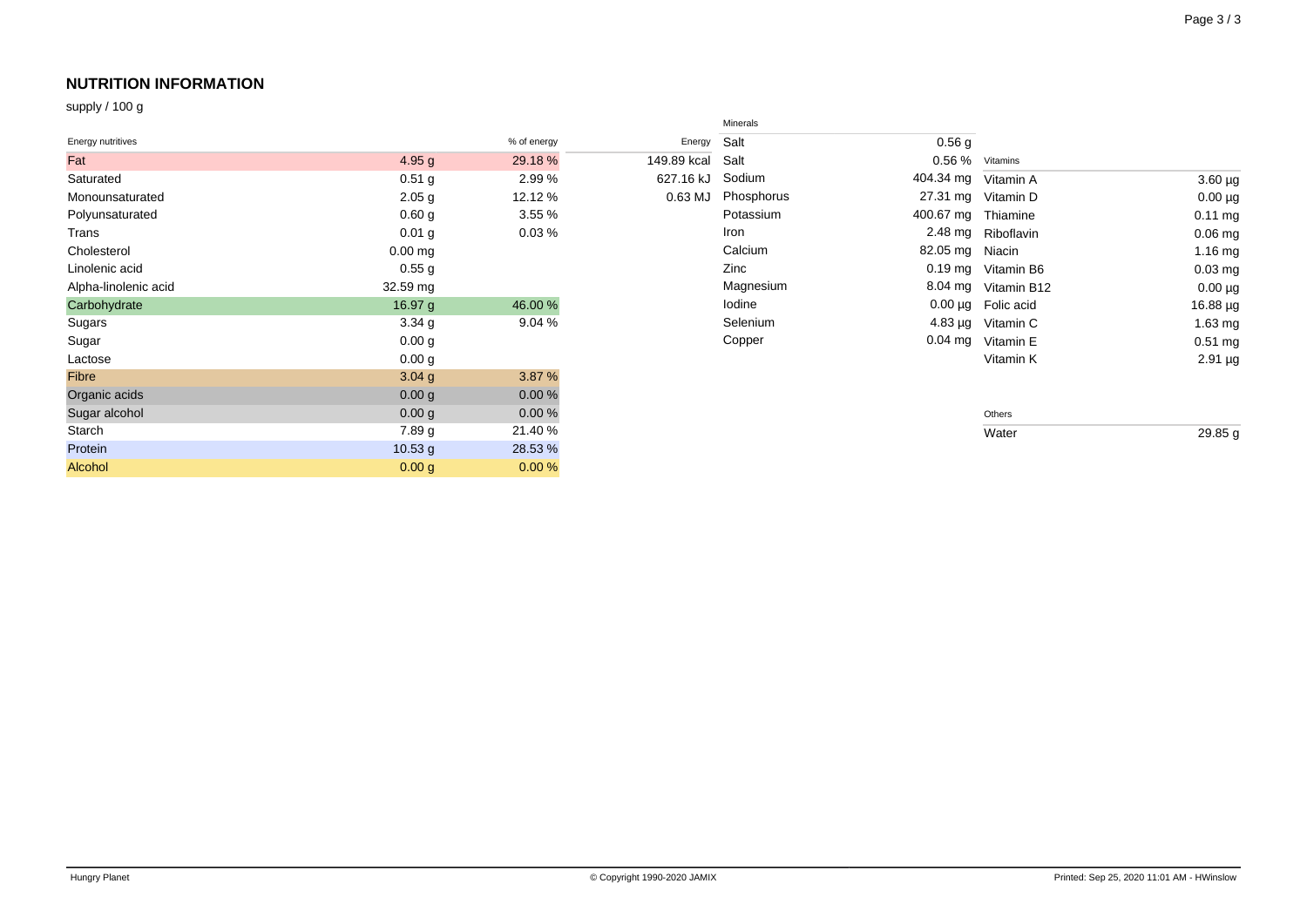## NUTRITION INFORMATION

supply / 100 g

| Energy nutritives | | % of energy |
|---|---|---|
| Fat | 4.95 g | 29.18 % |
| Saturated | 0.51 g | 2.99 % |
| Monounsaturated | 2.05 g | 12.12 % |
| Polyunsaturated | 0.60 g | 3.55 % |
| Trans | 0.01 g | 0.03 % |
| Cholesterol | 0.00 mg | |
| Linolenic acid | 0.55 g | |
| Alpha-linolenic acid | 32.59 mg | |
| Carbohydrate | 16.97 g | 46.00 % |
| Sugars | 3.34 g | 9.04 % |
| Sugar | 0.00 g | |
| Lactose | 0.00 g | |
| Fibre | 3.04 g | 3.87 % |
| Organic acids | 0.00 g | 0.00 % |
| Sugar alcohol | 0.00 g | 0.00 % |
| Starch | 7.89 g | 21.40 % |
| Protein | 10.53 g | 28.53 % |
| Alcohol | 0.00 g | 0.00 % |

| Energy |
|---|
| 149.89 kcal |
| 627.16 kJ |
| 0.63 MJ |

| Minerals | |
|---|---|
| Salt | 0.56 g |
| Salt | 0.56 % |
| Sodium | 404.34 mg |
| Phosphorus | 27.31 mg |
| Potassium | 400.67 mg |
| Iron | 2.48 mg |
| Calcium | 82.05 mg |
| Zinc | 0.19 mg |
| Magnesium | 8.04 mg |
| Iodine | 0.00 µg |
| Selenium | 4.83 µg |
| Copper | 0.04 mg |

| Vitamins | |
|---|---|
| Vitamin A | 3.60 µg |
| Vitamin D | 0.00 µg |
| Thiamine | 0.11 mg |
| Riboflavin | 0.06 mg |
| Niacin | 1.16 mg |
| Vitamin B6 | 0.03 mg |
| Vitamin B12 | 0.00 µg |
| Folic acid | 16.88 µg |
| Vitamin C | 1.63 mg |
| Vitamin E | 0.51 mg |
| Vitamin K | 2.91 µg |

| Others | |
|---|---|
| Water | 29.85 g |

Hungry Planet

© Copyright 1990-2020 JAMIX

Printed: Sep 25, 2020 11:01 AM - HWinslow